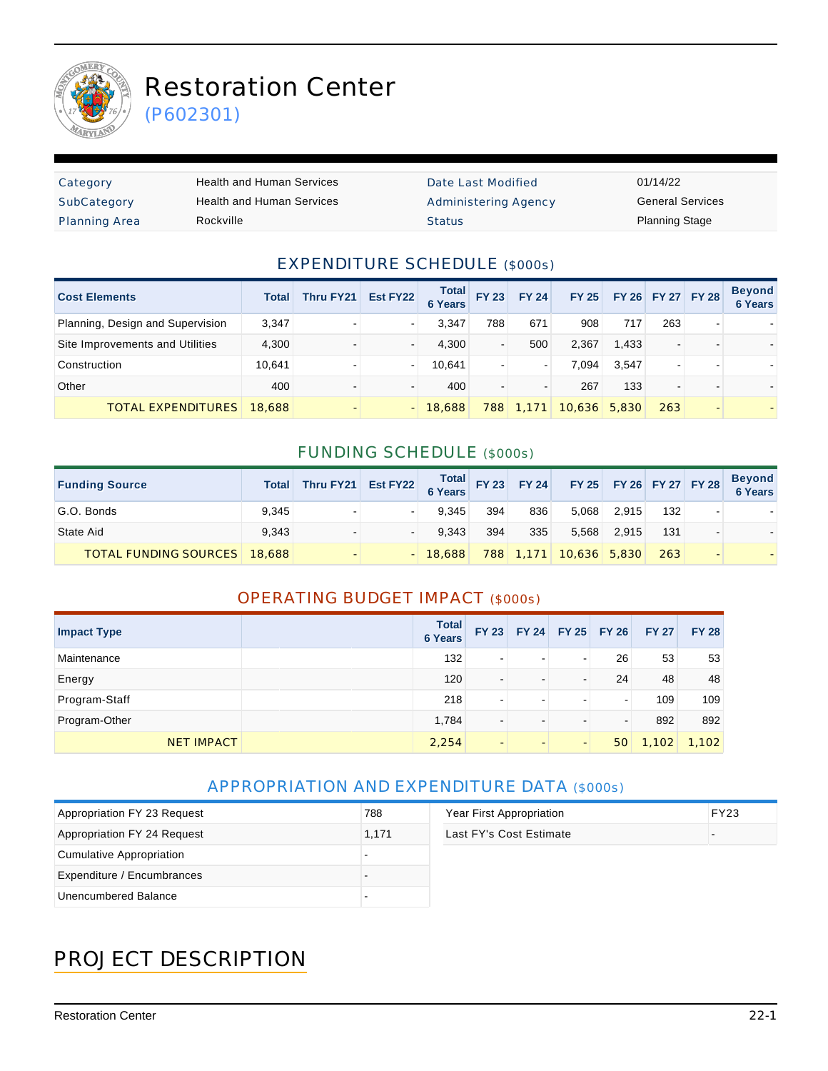# Restoration Center

(P602301)

| Category | Health and Human Services | Date Last Modified | 01/14/22 |
|---|---|---|---|
| SubCategory | Health and Human Services | Administering Agency | General Services |
| Planning Area | Rockville | Status | Planning Stage |

## EXPENDITURE SCHEDULE ($000s)

| Cost Elements | Total | Thru FY21 | Est FY22 | Total 6 Years | FY 23 | FY 24 | FY 25 | FY 26 | FY 27 | FY 28 | Beyond 6 Years |
|---|---|---|---|---|---|---|---|---|---|---|---|
| Planning, Design and Supervision | 3,347 | - | - | 3,347 | 788 | 671 | 908 | 717 | 263 | - | - |
| Site Improvements and Utilities | 4,300 | - | - | 4,300 | - | 500 | 2,367 | 1,433 | - | - | - |
| Construction | 10,641 | - | - | 10,641 | - | - | 7,094 | 3,547 | - | - | - |
| Other | 400 | - | - | 400 | - | - | 267 | 133 | - | - | - |
| TOTAL EXPENDITURES | 18,688 | - | - | 18,688 | 788 | 1,171 | 10,636 | 5,830 | 263 | - | - |

## FUNDING SCHEDULE ($000s)

| Funding Source | Total | Thru FY21 | Est FY22 | Total 6 Years | FY 23 | FY 24 | FY 25 | FY 26 | FY 27 | FY 28 | Beyond 6 Years |
|---|---|---|---|---|---|---|---|---|---|---|---|
| G.O. Bonds | 9,345 | - | - | 9,345 | 394 | 836 | 5,068 | 2,915 | 132 | - | - |
| State Aid | 9,343 | - | - | 9,343 | 394 | 335 | 5,568 | 2,915 | 131 | - | - |
| TOTAL FUNDING SOURCES | 18,688 | - | - | 18,688 | 788 | 1,171 | 10,636 | 5,830 | 263 | - | - |

## OPERATING BUDGET IMPACT ($000s)

| Impact Type | Total 6 Years | FY 23 | FY 24 | FY 25 | FY 26 | FY 27 | FY 28 |
|---|---|---|---|---|---|---|---|
| Maintenance | 132 | - | - | - | 26 | 53 | 53 |
| Energy | 120 | - | - | - | 24 | 48 | 48 |
| Program-Staff | 218 | - | - | - | - | 109 | 109 |
| Program-Other | 1,784 | - | - | - | - | 892 | 892 |
| NET IMPACT | 2,254 | - | - | - | 50 | 1,102 | 1,102 |

## APPROPRIATION AND EXPENDITURE DATA ($000s)

| | |
|---|---|
| Appropriation FY 23 Request | 788 |
| Appropriation FY 24 Request | 1,171 |
| Cumulative Appropriation | - |
| Expenditure / Encumbrances | - |
| Unencumbered Balance | - |

| | |
|---|---|
| Year First Appropriation | FY23 |
| Last FY's Cost Estimate | - |

# PROJECT DESCRIPTION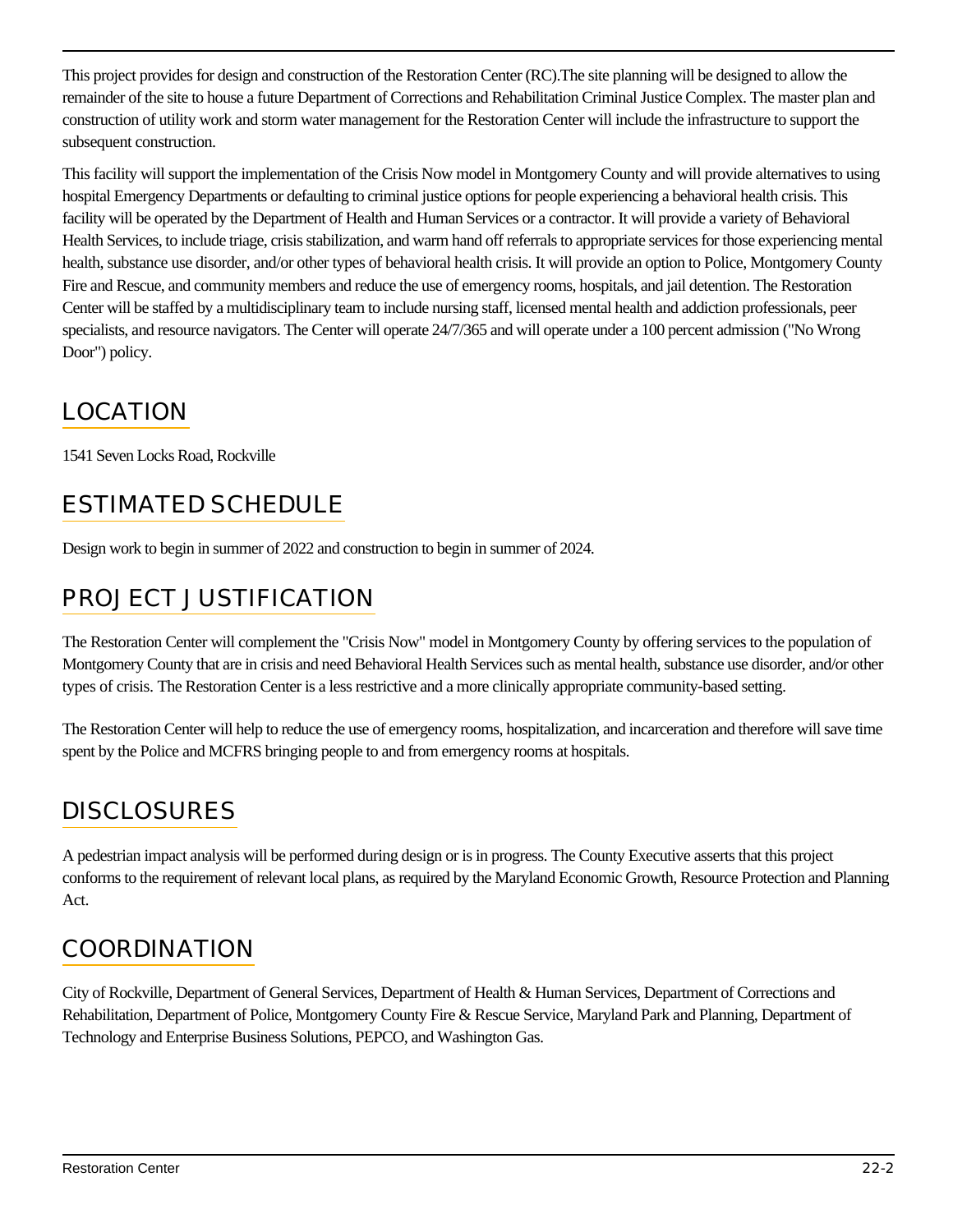This project provides for design and construction of the Restoration Center (RC).The site planning will be designed to allow the remainder of the site to house a future Department of Corrections and Rehabilitation Criminal Justice Complex. The master plan and construction of utility work and storm water management for the Restoration Center will include the infrastructure to support the subsequent construction.

This facility will support the implementation of the Crisis Now model in Montgomery County and will provide alternatives to using hospital Emergency Departments or defaulting to criminal justice options for people experiencing a behavioral health crisis. This facility will be operated by the Department of Health and Human Services or a contractor. It will provide a variety of Behavioral Health Services, to include triage, crisis stabilization, and warm hand off referrals to appropriate services for those experiencing mental health, substance use disorder, and/or other types of behavioral health crisis. It will provide an option to Police, Montgomery County Fire and Rescue, and community members and reduce the use of emergency rooms, hospitals, and jail detention. The Restoration Center will be staffed by a multidisciplinary team to include nursing staff, licensed mental health and addiction professionals, peer specialists, and resource navigators. The Center will operate 24/7/365 and will operate under a 100 percent admission ("No Wrong Door") policy.

## LOCATION

1541 Seven Locks Road, Rockville

## ESTIMATED SCHEDULE

Design work to begin in summer of 2022 and construction to begin in summer of 2024.

## PROJECT JUSTIFICATION

The Restoration Center will complement the "Crisis Now" model in Montgomery County by offering services to the population of Montgomery County that are in crisis and need Behavioral Health Services such as mental health, substance use disorder, and/or other types of crisis. The Restoration Center is a less restrictive and a more clinically appropriate community-based setting.

The Restoration Center will help to reduce the use of emergency rooms, hospitalization, and incarceration and therefore will save time spent by the Police and MCFRS bringing people to and from emergency rooms at hospitals.

## DISCLOSURES

A pedestrian impact analysis will be performed during design or is in progress. The County Executive asserts that this project conforms to the requirement of relevant local plans, as required by the Maryland Economic Growth, Resource Protection and Planning Act.

## COORDINATION

City of Rockville, Department of General Services, Department of Health & Human Services, Department of Corrections and Rehabilitation, Department of Police, Montgomery County Fire & Rescue Service, Maryland Park and Planning, Department of Technology and Enterprise Business Solutions, PEPCO, and Washington Gas.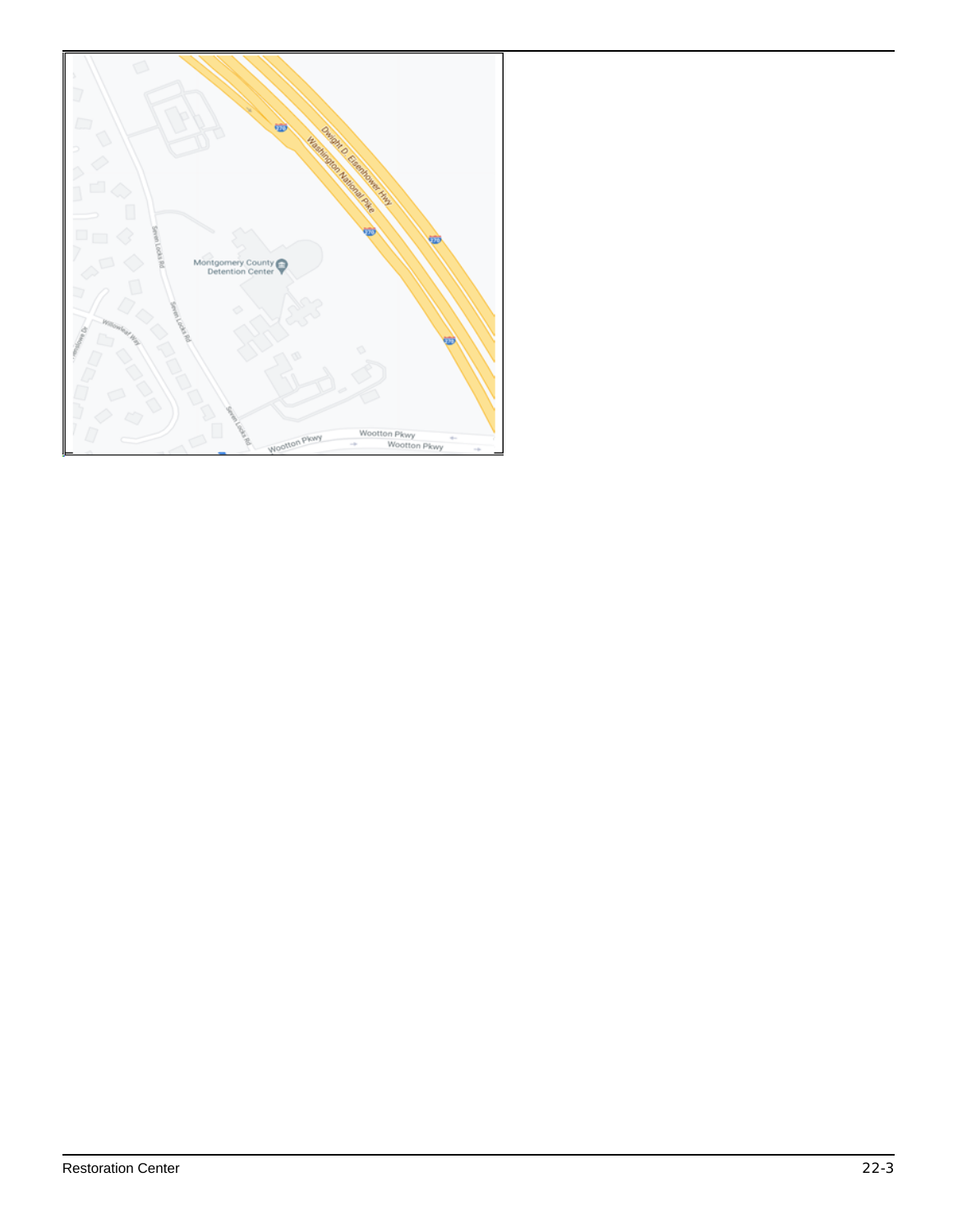Dwight D. Eisenhower Hwy

Washington National Pike

Montgomery County Detention Center

Seven Locks Rd

Willowleaf Way

Wootton Pkwy